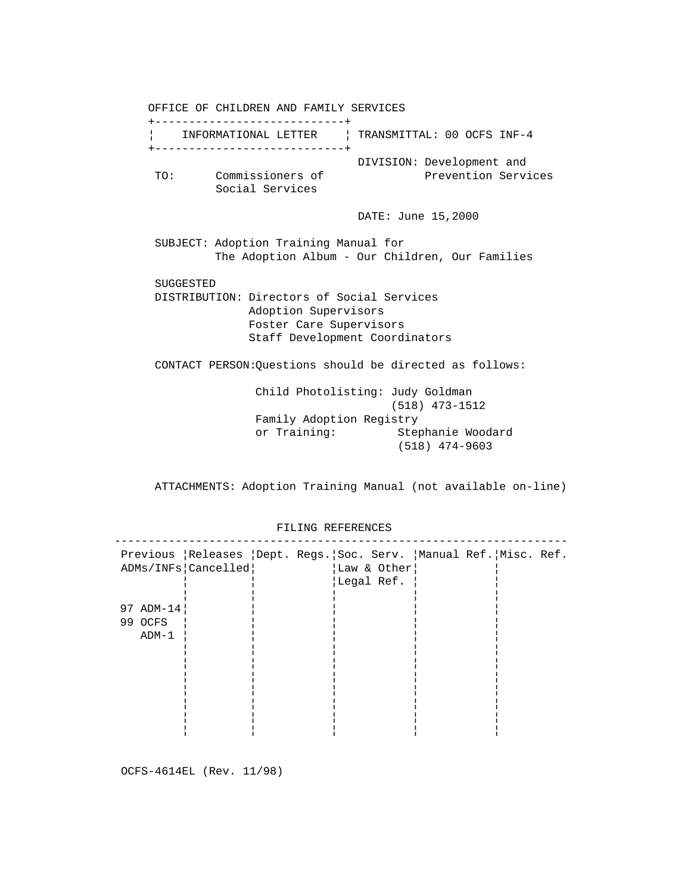OFFICE OF CHILDREN AND FAMILY SERVICES

| INFORMATIONAL LETTER | TRANSMITTAL: 00 OCFS INF-4 |
|---|---|

DIVISION: Development and Prevention Services

TO: Commissioners of Social Services

DATE: June 15,2000

SUBJECT: Adoption Training Manual for The Adoption Album - Our Children, Our Families

SUGGESTED DISTRIBUTION: Directors of Social Services
Adoption Supervisors
Foster Care Supervisors
Staff Development Coordinators

CONTACT PERSON: Questions should be directed as follows:

Child Photolisting: Judy Goldman
(518) 473-1512

Family Adoption Registry or Training: Stephanie Woodard
(518) 474-9603

ATTACHMENTS: Adoption Training Manual (not available on-line)

FILING REFERENCES

| Previous ADMs/INFs | Releases Cancelled | Dept. Regs. | Soc. Serv. Law & Other Legal Ref. | Manual Ref. | Misc. Ref. |
|---|---|---|---|---|---|
| 97 ADM-14<br>99 OCFS ADM-1 | | | | | |

OCFS-4614EL (Rev. 11/98)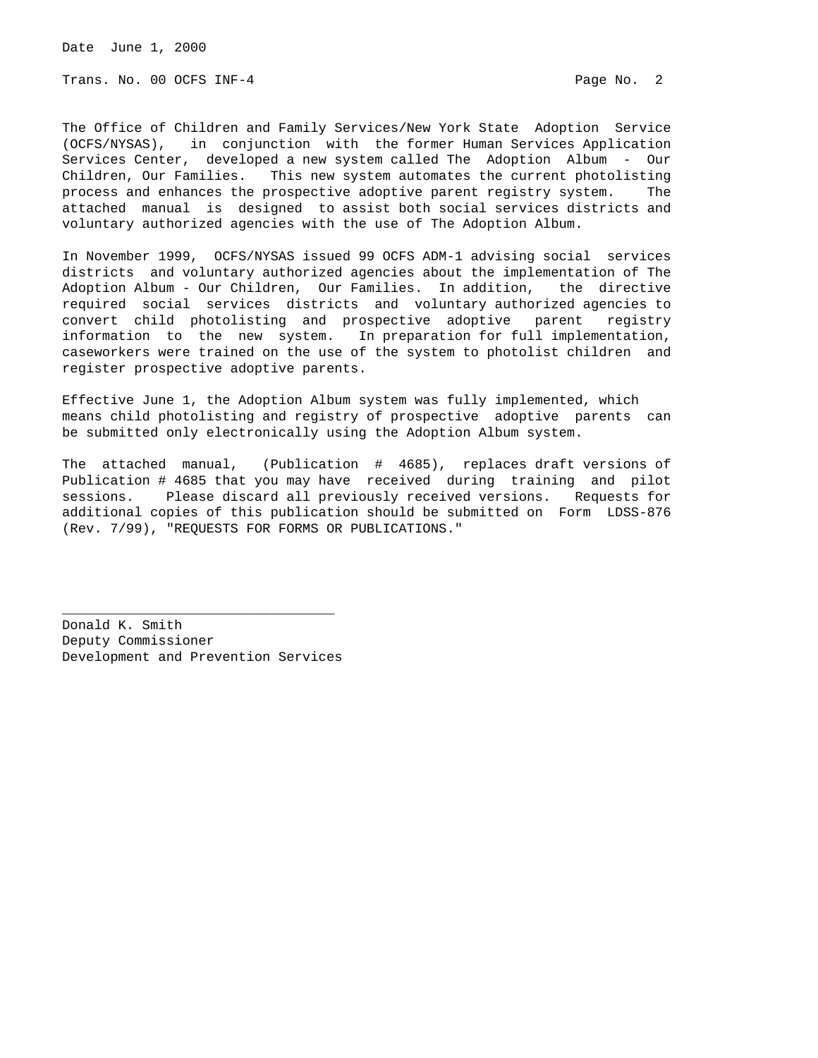The Office of Children and Family Services/New York State Adoption Service (OCFS/NYSAS), in conjunction with the former Human Services Application Services Center, developed a new system called The Adoption Album - Our Children, Our Families. This new system automates the current photolisting process and enhances the prospective adoptive parent registry system. The attached manual is designed to assist both social services districts and voluntary authorized agencies with the use of The Adoption Album.

In November 1999, OCFS/NYSAS issued 99 OCFS ADM-1 advising social services districts and voluntary authorized agencies about the implementation of The Adoption Album - Our Children, Our Families. In addition, the directive required social services districts and voluntary authorized agencies to convert child photolisting and prospective adoptive parent registry information to the new system. In preparation for full implementation, caseworkers were trained on the use of the system to photolist children and register prospective adoptive parents.

Effective June 1, the Adoption Album system was fully implemented, which means child photolisting and registry of prospective adoptive parents can be submitted only electronically using the Adoption Album system.

The attached manual, (Publication # 4685), replaces draft versions of Publication # 4685 that you may have received during training and pilot sessions. Please discard all previously received versions. Requests for additional copies of this publication should be submitted on Form LDSS-876 (Rev. 7/99), "REQUESTS FOR FORMS OR PUBLICATIONS."

Donald K. Smith
Deputy Commissioner
Development and Prevention Services